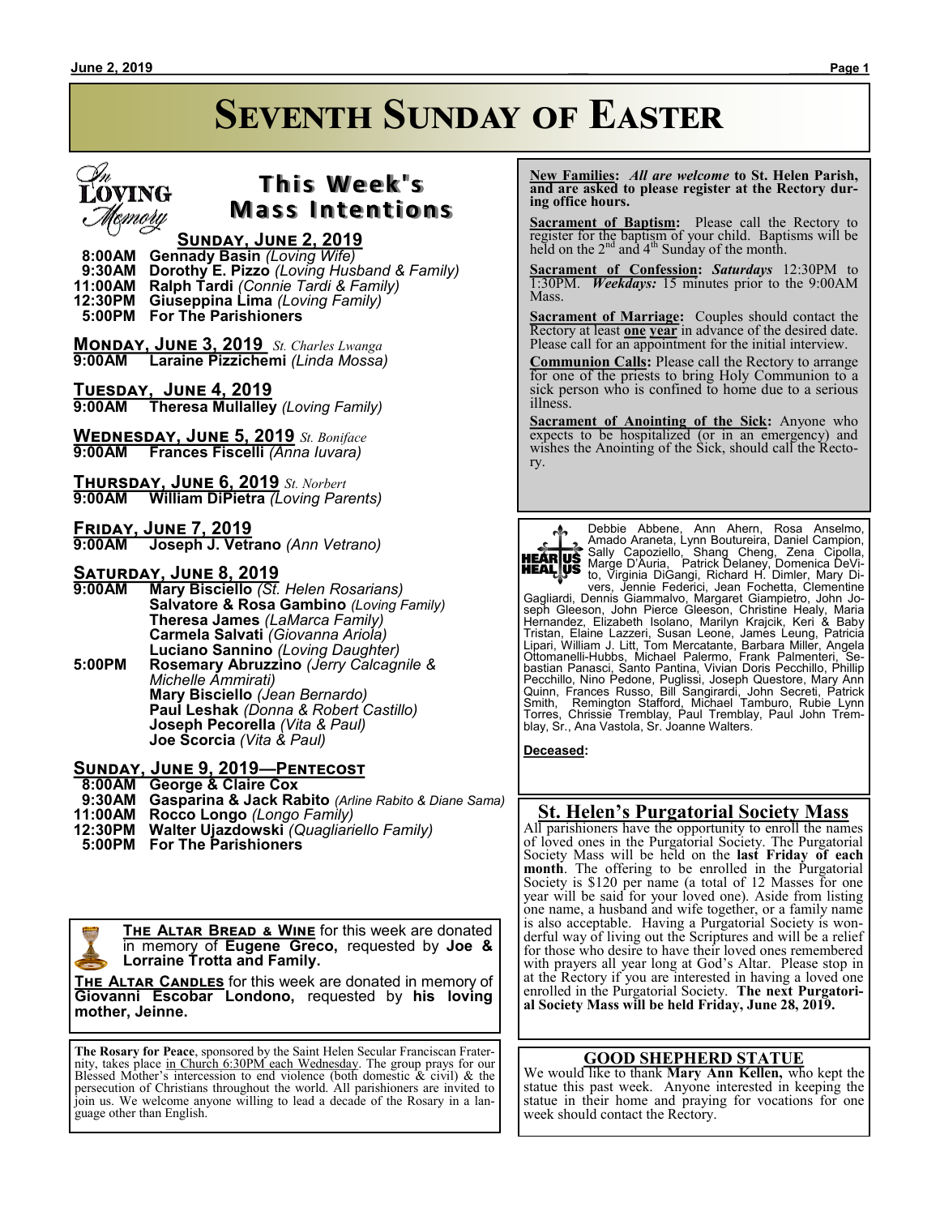# Seventh Sunday of Easter

## This Week's Mass Intentions

*In Loving Memory*

### Sunday, June 2, 2019

**8:00AM** **Gennady Basin** *(Loving Wife)*
**9:30AM** **Dorothy E. Pizzo** *(Loving Husband & Family)*
**11:00AM** **Ralph Tardi** *(Connie Tardi & Family)*
**12:30PM** **Giuseppina Lima** *(Loving Family)*
**5:00PM** **For The Parishioners**

### Monday, June 3, 2019 *St. Charles Lwanga*

**9:00AM** **Laraine Pizzichemi** *(Linda Mossa)*

### Tuesday, June 4, 2019

**9:00AM** **Theresa Mullalley** *(Loving Family)*

### Wednesday, June 5, 2019 *St. Boniface*

**9:00AM** **Frances Fiscelli** *(Anna Iuvara)*

### Thursday, June 6, 2019 *St. Norbert*

**9:00AM** **William DiPietra** *(Loving Parents)*

### Friday, June 7, 2019

**9:00AM** **Joseph J. Vetrano** *(Ann Vetrano)*

### Saturday, June 8, 2019

**9:00AM** **Mary Bisciello** *(St. Helen Rosarians)*
**Salvatore & Rosa Gambino** *(Loving Family)*
**Theresa James** *(LaMarca Family)*
**Carmela Salvati** *(Giovanna Ariola)*
**Luciano Sannino** *(Loving Daughter)*

**5:00PM** **Rosemary Abruzzino** *(Jerry Calcagnile & Michelle Ammirati)*
**Mary Bisciello** *(Jean Bernardo)*
**Paul Leshak** *(Donna & Robert Castillo)*
**Joseph Pecorella** *(Vita & Paul)*
**Joe Scorcia** *(Vita & Paul)*

### Sunday, June 9, 2019—Pentecost

**8:00AM** **George & Claire Cox**
**9:30AM** **Gasparina & Jack Rabito** *(Arline Rabito & Diane Sama)*
**11:00AM** **Rocco Longo** *(Longo Family)*
**12:30PM** **Walter Ujazdowski** *(Quagliariello Family)*
**5:00PM** **For The Parishioners**

**The Altar Bread & Wine** for this week are donated in memory of **Eugene Greco,** requested by **Joe & Lorraine Trotta and Family.**

**The Altar Candles** for this week are donated in memory of **Giovanni Escobar Londono,** requested by **his loving mother, Jeinne.**

**The Rosary for Peace**, sponsored by the Saint Helen Secular Franciscan Fraternity, takes place in Church 6:30PM each Wednesday. The group prays for our Blessed Mother's intercession to end violence (both domestic & civil) & the persecution of Christians throughout the world. All parishioners are invited to join us. We welcome anyone willing to lead a decade of the Rosary in a language other than English.

**New Families:** *All are welcome* **to St. Helen Parish, and are asked to please register at the Rectory during office hours.**

**Sacrament of Baptism:** Please call the Rectory to register for the baptism of your child. Baptisms will be held on the 2nd and 4th Sunday of the month.

**Sacrament of Confession:** *Saturdays* 12:30PM to 1:30PM. *Weekdays:* 15 minutes prior to the 9:00AM Mass.

**Sacrament of Marriage:** Couples should contact the Rectory at least **one year** in advance of the desired date. Please call for an appointment for the initial interview.

**Communion Calls:** Please call the Rectory to arrange for one of the priests to bring Holy Communion to a sick person who is confined to home due to a serious illness.

**Sacrament of Anointing of the Sick:** Anyone who expects to be hospitalized (or in an emergency) and wishes the Anointing of the Sick, should call the Rectory.

**HEAR US HEAL US**

Debbie Abbene, Ann Ahern, Rosa Anselmo, Amado Araneta, Lynn Boutureira, Daniel Campion, Sally Capoziello, Shang Cheng, Zena Cipolla, Marge D'Auria, Patrick Delaney, Domenica DeVito, Virginia DiGangi, Richard H. Dimler, Mary Divers, Jennie Federici, Jean Fochetta, Clementine Gagliardi, Dennis Giammalvo, Margaret Giampietro, John Joseph Gleeson, John Pierce Gleeson, Christine Healy, Maria Hernandez, Elizabeth Isolano, Marilyn Krajcik, Keri & Baby Tristan, Elaine Lazzeri, Susan Leone, James Leung, Patricia Lipari, William J. Litt, Tom Mercatante, Barbara Miller, Angela Ottomanelli-Hubbs, Michael Palermo, Frank Palmenteri, Sebastian Panasci, Santo Pantina, Vivian Doris Pecchillo, Phillip Pecchillo, Nino Pedone, Puglissi, Joseph Questore, Mary Ann Quinn, Frances Russo, Bill Sangirardi, John Secreti, Patrick Smith, Remington Stafford, Michael Tamburo, Rubie Lynn Torres, Chrissie Tremblay, Paul Tremblay, Paul John Tremblay, Sr., Ana Vastola, Sr. Joanne Walters.

**Deceased:**

## St. Helen's Purgatorial Society Mass

All parishioners have the opportunity to enroll the names of loved ones in the Purgatorial Society. The Purgatorial Society Mass will be held on the **last Friday of each month**. The offering to be enrolled in the Purgatorial Society is $120 per name (a total of 12 Masses for one year will be said for your loved one). Aside from listing one name, a husband and wife together, or a family name is also acceptable. Having a Purgatorial Society is wonderful way of living out the Scriptures and will be a relief for those who desire to have their loved ones remembered with prayers all year long at God's Altar. Please stop in at the Rectory if you are interested in having a loved one enrolled in the Purgatorial Society. **The next Purgatorial Society Mass will be held Friday, June 28, 2019.**

## GOOD SHEPHERD STATUE

We would like to thank **Mary Ann Kellen,** who kept the statue this past week. Anyone interested in keeping the statue in their home and praying for vocations for one week should contact the Rectory.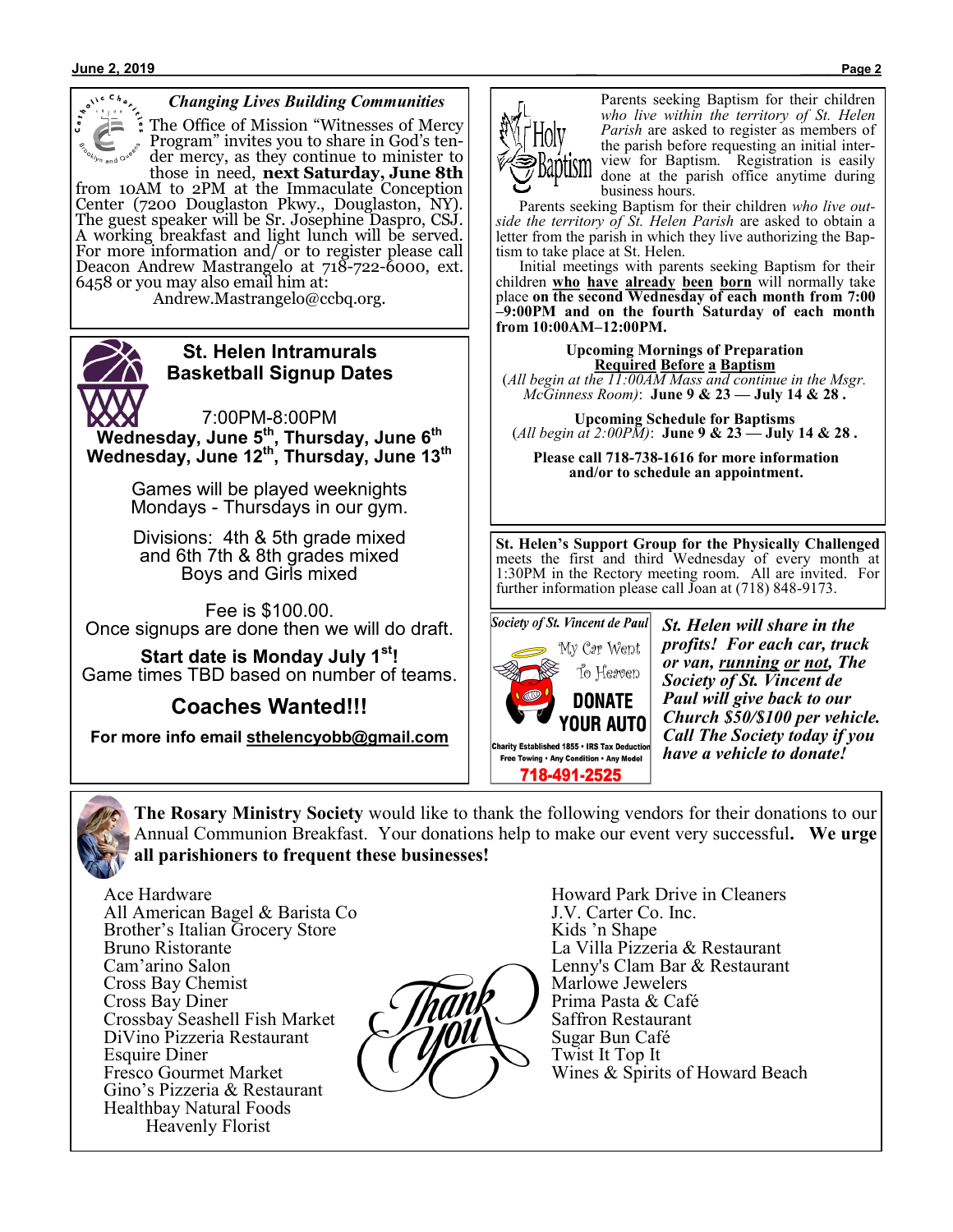### *Changing Lives Building Communities*

The Office of Mission "Witnesses of Mercy Program" invites you to share in God's tender mercy, as they continue to minister to those in need, **next Saturday, June 8th** from 10AM to 2PM at the Immaculate Conception Center (7200 Douglaston Pkwy., Douglaston, NY). The guest speaker will be Sr. Josephine Daspro, CSJ. A working breakfast and light lunch will be served. For more information and/ or to register please call Deacon Andrew Mastrangelo at 718-722-6000, ext. 6458 or you may also email him at:

Andrew.Mastrangelo@ccbq.org.

## St. Helen Intramurals Basketball Signup Dates

7:00PM-8:00PM

**Wednesday, June 5th, Thursday, June 6th**
**Wednesday, June 12th, Thursday, June 13th**

Games will be played weeknights Mondays - Thursdays in our gym.

Divisions: 4th & 5th grade mixed and 6th 7th & 8th grades mixed Boys and Girls mixed

Fee is $100.00.
Once signups are done then we will do draft.

**Start date is Monday July 1st!**
Game times TBD based on number of teams.

**Coaches Wanted!!!**

**For more info email sthelencyobb@gmail.com**

## Holy Baptism

Parents seeking Baptism for their children *who live within the territory of St. Helen Parish* are asked to register as members of the parish before requesting an initial interview for Baptism. Registration is easily done at the parish office anytime during business hours.

Parents seeking Baptism for their children *who live outside the territory of St. Helen Parish* are asked to obtain a letter from the parish in which they live authorizing the Baptism to take place at St. Helen.

Initial meetings with parents seeking Baptism for their children **who have already been born** will normally take place **on the second Wednesday of each month from 7:00–9:00PM and on the fourth Saturday of each month from 10:00AM–12:00PM.**

**Upcoming Mornings of Preparation Required Before a Baptism**
(*All begin at the 11:00AM Mass and continue in the Msgr. McGinness Room*): **June 9 & 23 — July 14 & 28 .**

**Upcoming Schedule for Baptisms**
(*All begin at 2:00PM*): **June 9 & 23 — July 14 & 28 .**

**Please call 718-738-1616 for more information and/or to schedule an appointment.**

**St. Helen's Support Group for the Physically Challenged** meets the first and third Wednesday of every month at 1:30PM in the Rectory meeting room. All are invited. For further information please call Joan at (718) 848-9173.

*Society of St. Vincent de Paul*

My Car Went To Heaven

**DONATE YOUR AUTO**

Charity Established 1855 • IRS Tax Deduction
Free Towing • Any Condition • Any Model
**718-491-2525**

***St. Helen will share in the profits! For each car, truck or van, running or not, The Society of St. Vincent de Paul will give back to our Church $50/$100 per vehicle. Call The Society today if you have a vehicle to donate!***

**The Rosary Ministry Society** would like to thank the following vendors for their donations to our Annual Communion Breakfast. Your donations help to make our event very successful. **We urge all parishioners to frequent these businesses!**

Ace Hardware
All American Bagel & Barista Co
Brother's Italian Grocery Store
Bruno Ristorante
Cam'arino Salon
Cross Bay Chemist
Cross Bay Diner
Crossbay Seashell Fish Market
DiVino Pizzeria Restaurant
Esquire Diner
Fresco Gourmet Market
Gino's Pizzeria & Restaurant
Healthbay Natural Foods
Heavenly Florist
Howard Park Drive in Cleaners
J.V. Carter Co. Inc.
Kids 'n Shape
La Villa Pizzeria & Restaurant
Lenny's Clam Bar & Restaurant
Marlowe Jewelers
Prima Pasta & Café
Saffron Restaurant
Sugar Bun Café
Twist It Top It
Wines & Spirits of Howard Beach

Thank You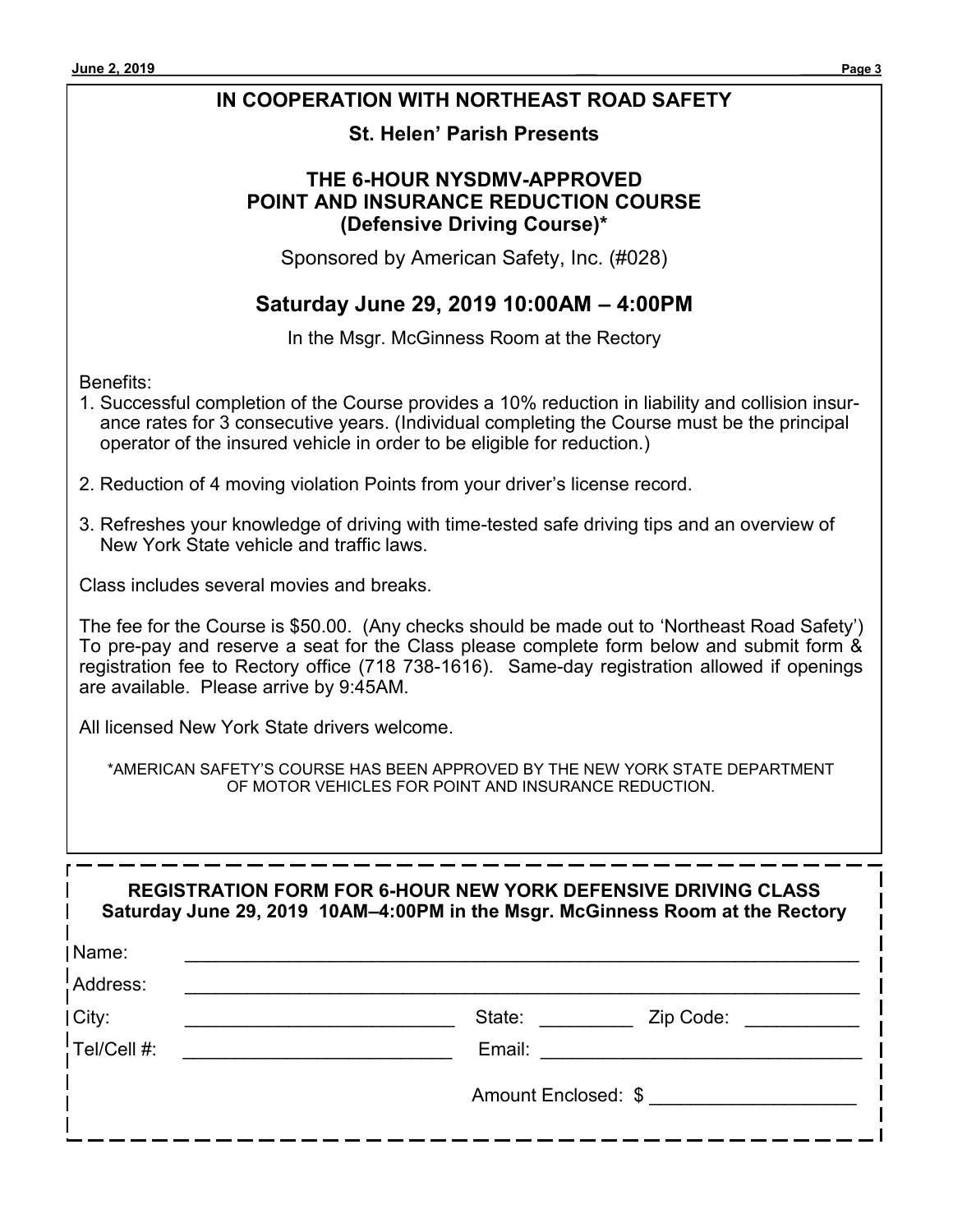## IN COOPERATION WITH NORTHEAST ROAD SAFETY

### St. Helen' Parish Presents

### THE 6-HOUR NYSDMV-APPROVED POINT AND INSURANCE REDUCTION COURSE (Defensive Driving Course)*

Sponsored by American Safety, Inc. (#028)

## Saturday June 29, 2019 10:00AM – 4:00PM

In the Msgr. McGinness Room at the Rectory

Benefits:

1. Successful completion of the Course provides a 10% reduction in liability and collision insurance rates for 3 consecutive years. (Individual completing the Course must be the principal operator of the insured vehicle in order to be eligible for reduction.)
2. Reduction of 4 moving violation Points from your driver's license record.
3. Refreshes your knowledge of driving with time-tested safe driving tips and an overview of New York State vehicle and traffic laws.

Class includes several movies and breaks.

The fee for the Course is $50.00. (Any checks should be made out to 'Northeast Road Safety') To pre-pay and reserve a seat for the Class please complete form below and submit form & registration fee to Rectory office (718 738-1616). Same-day registration allowed if openings are available. Please arrive by 9:45AM.

All licensed New York State drivers welcome.

*AMERICAN SAFETY'S COURSE HAS BEEN APPROVED BY THE NEW YORK STATE DEPARTMENT OF MOTOR VEHICLES FOR POINT AND INSURANCE REDUCTION.

---

**REGISTRATION FORM FOR 6-HOUR NEW YORK DEFENSIVE DRIVING CLASS**
**Saturday June 29, 2019 10AM–4:00PM in the Msgr. McGinness Room at the Rectory**

Name: ____________________________________________

Address: ____________________________________________

City: ______________________ State: _________ Zip Code: ___________

Tel/Cell #: ______________________ Email: ______________________________

Amount Enclosed: $ ___________________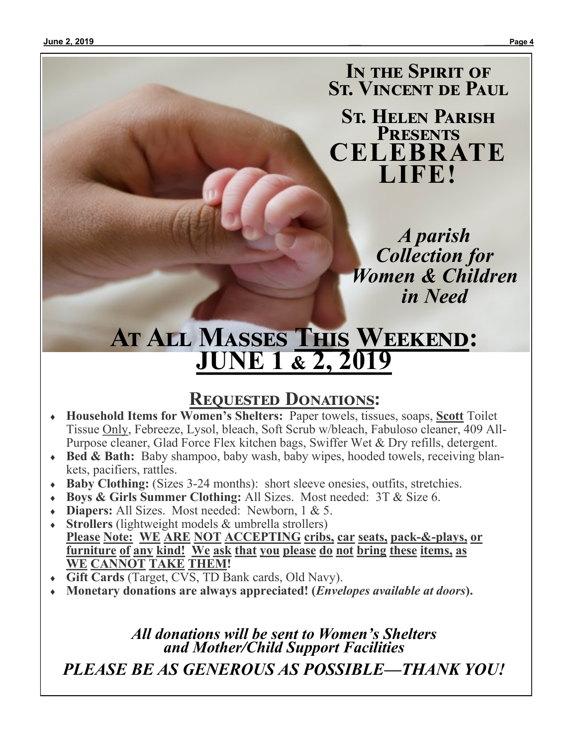# In the Spirit of St. Vincent de Paul

## St. Helen Parish Presents

# CELEBRATE LIFE!

*A parish Collection for Women & Children in Need*

## At All Masses This Weekend: JUNE 1 & 2, 2019

### Requested Donations:

- **Household Items for Women's Shelters:** Paper towels, tissues, soaps, **Scott** Toilet Tissue Only, Febreeze, Lysol, bleach, Soft Scrub w/bleach, Fabuloso cleaner, 409 All-Purpose cleaner, Glad Force Flex kitchen bags, Swiffer Wet & Dry refills, detergent.
- **Bed & Bath:** Baby shampoo, baby wash, baby wipes, hooded towels, receiving blankets, pacifiers, rattles.
- **Baby Clothing:** (Sizes 3-24 months): short sleeve onesies, outfits, stretchies.
- **Boys & Girls Summer Clothing:** All Sizes. Most needed: 3T & Size 6.
- **Diapers:** All Sizes. Most needed: Newborn, 1 & 5.
- **Strollers** (lightweight models & umbrella strollers) **Please Note: WE ARE NOT ACCEPTING cribs, car seats, pack-&-plays, or furniture of any kind! We ask that you please do not bring these items, as WE CANNOT TAKE THEM!**
- **Gift Cards** (Target, CVS, TD Bank cards, Old Navy).
- **Monetary donations are always appreciated! (*Envelopes available at doors*).**

***All donations will be sent to Women's Shelters and Mother/Child Support Facilities***

***PLEASE BE AS GENEROUS AS POSSIBLE—THANK YOU!***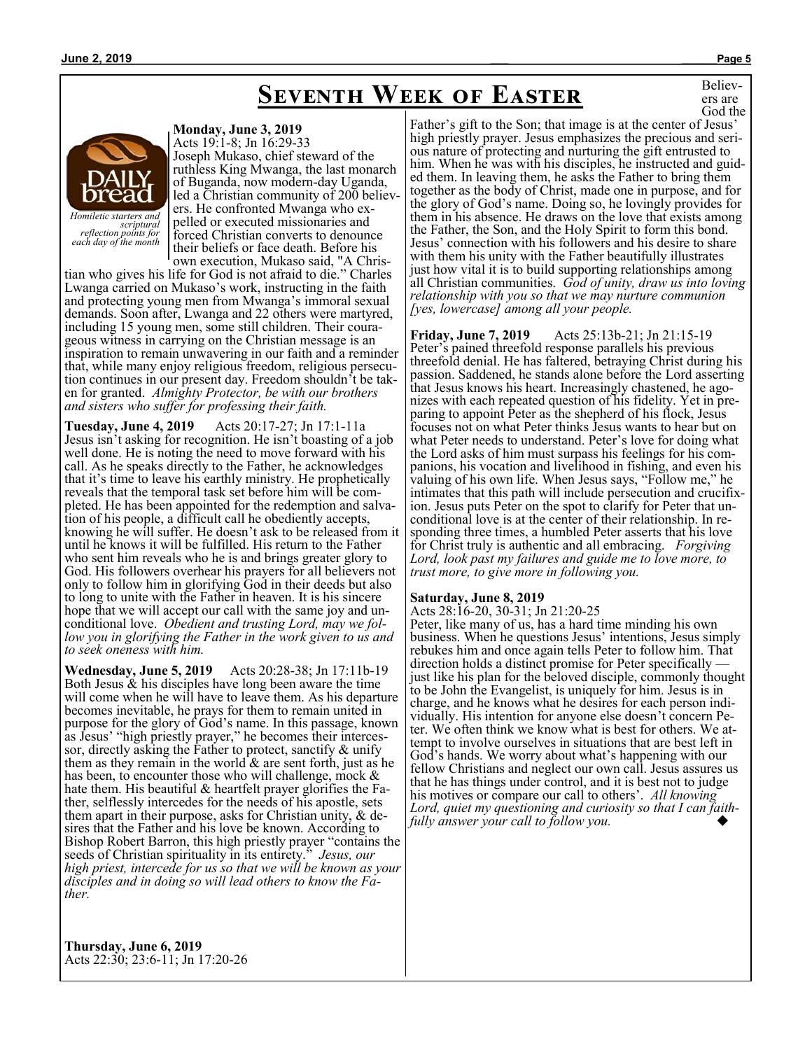# Seventh Week of Easter

Homiletic starters and scriptural reflection points for each day of the month

**Monday, June 3, 2019**
Acts 19:1-8; Jn 16:29-33
Joseph Mukaso, chief steward of the ruthless King Mwanga, the last monarch of Buganda, now modern-day Uganda, led a Christian community of 200 believers. He confronted Mwanga who expelled or executed missionaries and forced Christian converts to denounce their beliefs or face death. Before his own execution, Mukaso said, "A Christian who gives his life for God is not afraid to die." Charles Lwanga carried on Mukaso's work, instructing in the faith and protecting young men from Mwanga's immoral sexual demands. Soon after, Lwanga and 22 others were martyred, including 15 young men, some still children. Their courageous witness in carrying on the Christian message is an inspiration to remain unwavering in our faith and a reminder that, while many enjoy religious freedom, religious persecution continues in our present day. Freedom shouldn't be taken for granted. *Almighty Protector, be with our brothers and sisters who suffer for professing their faith.*

**Tuesday, June 4, 2019** Acts 20:17-27; Jn 17:1-11a
Jesus isn't asking for recognition. He isn't boasting of a job well done. He is noting the need to move forward with his call. As he speaks directly to the Father, he acknowledges that it's time to leave his earthly ministry. He prophetically reveals that the temporal task set before him will be completed. He has been appointed for the redemption and salvation of his people, a difficult call he obediently accepts, knowing he will suffer. He doesn't ask to be released from it until he knows it will be fulfilled. His return to the Father who sent him reveals who he is and brings greater glory to God. His followers overhear his prayers for all believers not only to follow him in glorifying God in their deeds but also to long to unite with the Father in heaven. It is his sincere hope that we will accept our call with the same joy and unconditional love. *Obedient and trusting Lord, may we follow you in glorifying the Father in the work given to us and to seek oneness with him.*

**Wednesday, June 5, 2019** Acts 20:28-38; Jn 17:11b-19
Both Jesus & his disciples have long been aware the time will come when he will have to leave them. As his departure becomes inevitable, he prays for them to remain united in purpose for the glory of God's name. In this passage, known as Jesus' "high priestly prayer," he becomes their intercessor, directly asking the Father to protect, sanctify & unify them as they remain in the world & are sent forth, just as he has been, to encounter those who will challenge, mock & hate them. His beautiful & heartfelt prayer glorifies the Father, selflessly intercedes for the needs of his apostle, sets them apart in their purpose, asks for Christian unity, & desires that the Father and his love be known. According to Bishop Robert Barron, this high priestly prayer "contains the seeds of Christian spirituality in its entirety." *Jesus, our high priest, intercede for us so that we will be known as your disciples and in doing so will lead others to know the Father.*

**Thursday, June 6, 2019**
Acts 22:30; 23:6-11; Jn 17:20-26
Believers are God the Father's gift to the Son; that image is at the center of Jesus' high priestly prayer. Jesus emphasizes the precious and serious nature of protecting and nurturing the gift entrusted to him. When he was with his disciples, he instructed and guided them. In leaving them, he asks the Father to bring them together as the body of Christ, made one in purpose, and for the glory of God's name. Doing so, he lovingly provides for them in his absence. He draws on the love that exists among the Father, the Son, and the Holy Spirit to form this bond. Jesus' connection with his followers and his desire to share with them his unity with the Father beautifully illustrates just how vital it is to build supporting relationships among all Christian communities. *God of unity, draw us into loving relationship with you so that we may nurture communion [yes, lowercase] among all your people.*

**Friday, June 7, 2019** Acts 25:13b-21; Jn 21:15-19
Peter's pained threefold response parallels his previous threefold denial. He has faltered, betraying Christ during his passion. Saddened, he stands alone before the Lord asserting that Jesus knows his heart. Increasingly chastened, he agonizes with each repeated question of his fidelity. Yet in preparing to appoint Peter as the shepherd of his flock, Jesus focuses not on what Peter thinks Jesus wants to hear but on what Peter needs to understand. Peter's love for doing what the Lord asks of him must surpass his feelings for his companions, his vocation and livelihood in fishing, and even his valuing of his own life. When Jesus says, "Follow me," he intimates that this path will include persecution and crucifixion. Jesus puts Peter on the spot to clarify for Peter that unconditional love is at the center of their relationship. In responding three times, a humbled Peter asserts that his love for Christ truly is authentic and all embracing. *Forgiving Lord, look past my failures and guide me to love more, to trust more, to give more in following you.*

**Saturday, June 8, 2019**
Acts 28:16-20, 30-31; Jn 21:20-25
Peter, like many of us, has a hard time minding his own business. When he questions Jesus' intentions, Jesus simply rebukes him and once again tells Peter to follow him. That direction holds a distinct promise for Peter specifically — just like his plan for the beloved disciple, commonly thought to be John the Evangelist, is uniquely for him. Jesus is in charge, and he knows what he desires for each person individually. His intention for anyone else doesn't concern Peter. We often think we know what is best for others. We attempt to involve ourselves in situations that are best left in God's hands. We worry about what's happening with our fellow Christians and neglect our own call. Jesus assures us that he has things under control, and it is best not to judge his motives or compare our call to others'. *All knowing Lord, quiet my questioning and curiosity so that I can faithfully answer your call to follow you.* ◆